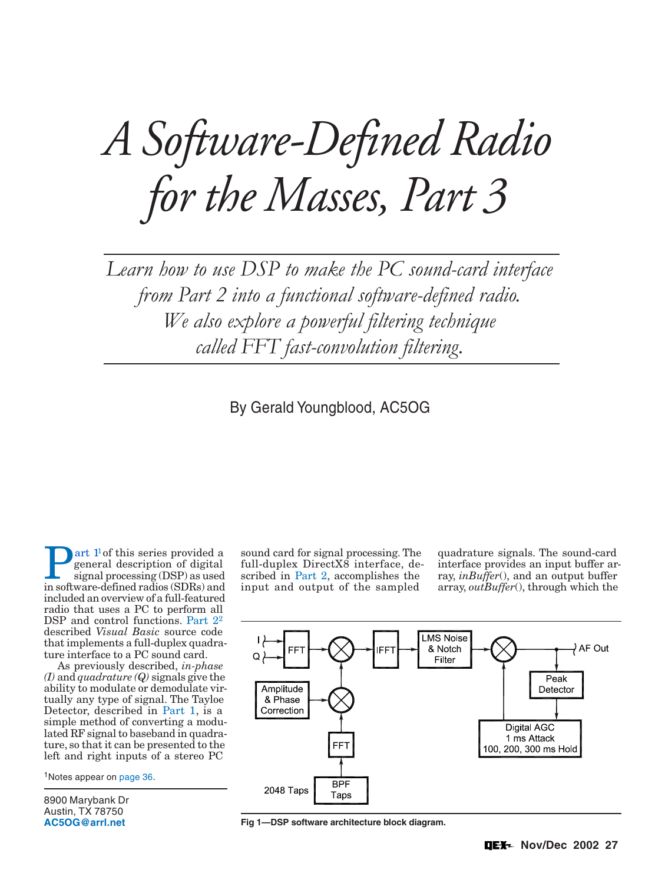# A Software-Defined Radio for the Masses, Part 3

*Learn how to use DSP to make the PC sound-card interface from Part 2 into a functional software-defined radio. We also explore a powerful filtering technique called FFT fast-convolution filtering.*

By Gerald Youngblood, AC5OG

Part 1[1] of this series provided a general description of digital signal processing (DSP) as used in software-defined radios (SDRs) and included an overview of a full-featured radio that uses a PC to perform all DSP and control functions. Part 2[2] described *Visual Basic* source code that implements a full-duplex quadrature interface to a PC sound card.

As previously described, *in-phase (I)* and *quadrature (Q)* signals give the ability to modulate or demodulate virtually any type of signal. The Tayloe Detector, described in Part 1, is a simple method of converting a modulated RF signal to baseband in quadrature, so that it can be presented to the left and right inputs of a stereo PC sound card for signal processing. The full-duplex DirectX8 interface, described in Part 2, accomplishes the input and output of the sampled quadrature signals. The sound-card interface provides an input buffer array, *inBuffer*(), and an output buffer array, *outBuffer*(), through which the

[1]Notes appear on page 36.

8900 Marybank Dr
Austin, TX 78750
**AC5OG@arrl.net**

Fig 1—DSP software architecture block diagram.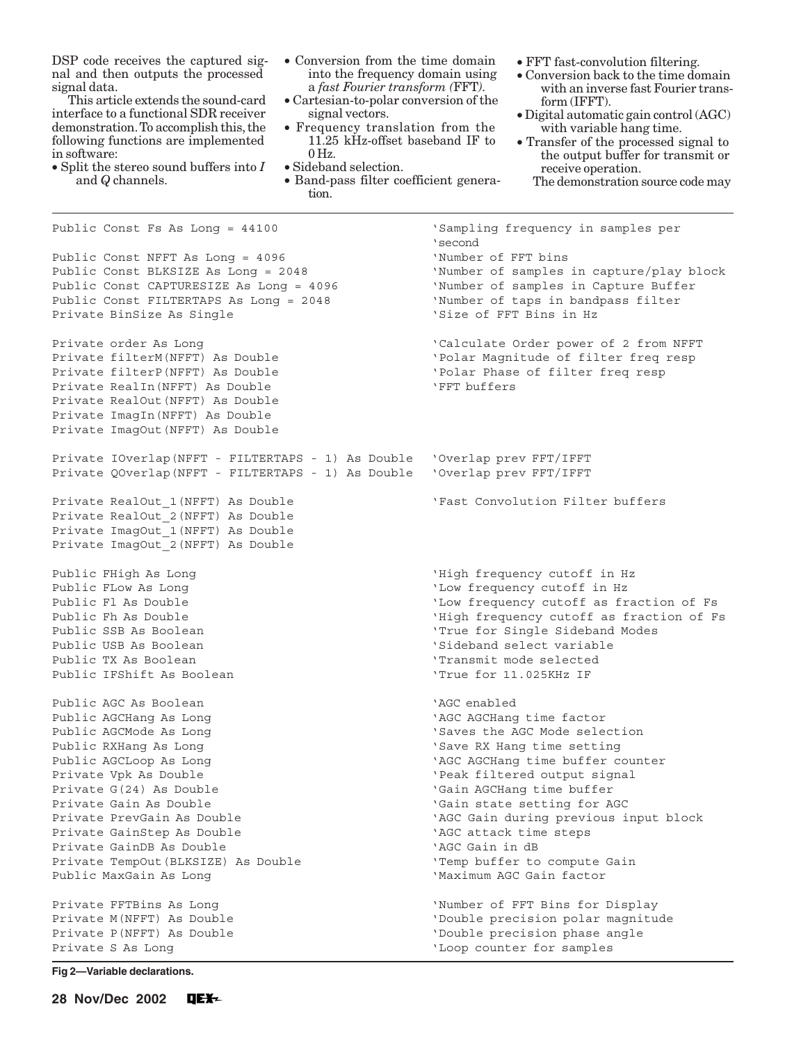DSP code receives the captured signal and then outputs the processed signal data.

This article extends the sound-card interface to a functional SDR receiver demonstration. To accomplish this, the following functions are implemented in software:

- Split the stereo sound buffers into *I* and *Q* channels.
- Conversion from the time domain into the frequency domain using a *fast Fourier transform (*FFT*).*
- Cartesian-to-polar conversion of the signal vectors.
- Frequency translation from the 11.25 kHz-offset baseband IF to 0 Hz.
- Sideband selection.
- Band-pass filter coefficient generation.
- FFT fast-convolution filtering.
- Conversion back to the time domain with an inverse fast Fourier transform (IFFT).
- Digital automatic gain control (AGC) with variable hang time.
- Transfer of the processed signal to the output buffer for transmit or receive operation.

The demonstration source code may

```
Public Const Fs As Long = 44100                        'Sampling frequency in samples per
                                                       'second
Public Const NFFT As Long = 4096                       'Number of FFT bins
Public Const BLKSIZE As Long = 2048                    'Number of samples in capture/play block
Public Const CAPTURESIZE As Long = 4096                'Number of samples in Capture Buffer
Public Const FILTERTAPS As Long = 2048                 'Number of taps in bandpass filter
Private BinSize As Single                              'Size of FFT Bins in Hz

Private order As Long                                  'Calculate Order power of 2 from NFFT
Private filterM(NFFT) As Double                        'Polar Magnitude of filter freq resp
Private filterP(NFFT) As Double                        'Polar Phase of filter freq resp
Private RealIn(NFFT) As Double                         'FFT buffers
Private RealOut(NFFT) As Double
Private ImagIn(NFFT) As Double
Private ImagOut(NFFT) As Double

Private IOverlap(NFFT - FILTERTAPS - 1) As Double      'Overlap prev FFT/IFFT
Private QOverlap(NFFT - FILTERTAPS - 1) As Double      'Overlap prev FFT/IFFT

Private RealOut_1(NFFT) As Double                      'Fast Convolution Filter buffers
Private RealOut_2(NFFT) As Double
Private ImagOut_1(NFFT) As Double
Private ImagOut_2(NFFT) As Double

Public FHigh As Long                                   'High frequency cutoff in Hz
Public FLow As Long                                    'Low frequency cutoff in Hz
Public Fl As Double                                    'Low frequency cutoff as fraction of Fs
Public Fh As Double                                    'High frequency cutoff as fraction of Fs
Public SSB As Boolean                                  'True for Single Sideband Modes
Public USB As Boolean                                  'Sideband select variable
Public TX As Boolean                                   'Transmit mode selected
Public IFShift As Boolean                              'True for 11.025KHz IF

Public AGC As Boolean                                  'AGC enabled
Public AGCHang As Long                                 'AGC AGCHang time factor
Public AGCMode As Long                                 'Saves the AGC Mode selection
Public RXHang As Long                                  'Save RX Hang time setting
Public AGCLoop As Long                                 'AGC AGCHang time buffer counter
Private Vpk As Double                                  'Peak filtered output signal
Private G(24) As Double                                'Gain AGCHang time buffer
Private Gain As Double                                 'Gain state setting for AGC
Private PrevGain As Double                             'AGC Gain during previous input block
Private GainStep As Double                             'AGC attack time steps
Private GainDB As Double                               'AGC Gain in dB
Private TempOut(BLKSIZE) As Double                     'Temp buffer to compute Gain
Public MaxGain As Long                                 'Maximum AGC Gain factor

Private FFTBins As Long                                'Number of FFT Bins for Display
Private M(NFFT) As Double                              'Double precision polar magnitude
Private P(NFFT) As Double                              'Double precision phase angle
Private S As Long                                      'Loop counter for samples
```

**Fig 2—Variable declarations.**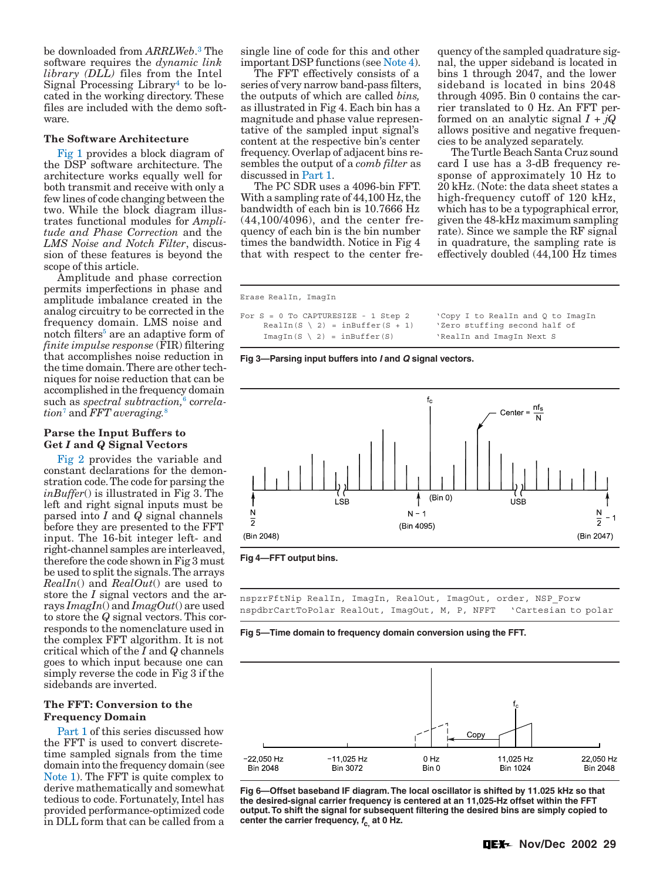be downloaded from *ARRLWeb*.[3] The software requires the *dynamic link library (DLL)* files from the Intel Signal Processing Library[4] to be located in the working directory. These files are included with the demo software.

### The Software Architecture

Fig 1 provides a block diagram of the DSP software architecture. The architecture works equally well for both transmit and receive with only a few lines of code changing between the two. While the block diagram illustrates functional modules for *Amplitude and Phase Correction* and the *LMS Noise and Notch Filter*, discussion of these features is beyond the scope of this article.

Amplitude and phase correction permits imperfections in phase and amplitude imbalance created in the analog circuitry to be corrected in the frequency domain. LMS noise and notch filters[5] are an adaptive form of *finite impulse response* (FIR) filtering that accomplishes noise reduction in the time domain. There are other techniques for noise reduction that can be accomplished in the frequency domain such as *spectral subtraction*,[6] *correlation*[7] and *FFT averaging*.[8]

### Parse the Input Buffers to Get *I* and *Q* Signal Vectors

Fig 2 provides the variable and constant declarations for the demonstration code. The code for parsing the *inBuffer*() is illustrated in Fig 3. The left and right signal inputs must be parsed into *I* and *Q* signal channels before they are presented to the FFT input. The 16-bit integer left- and right-channel samples are interleaved, therefore the code shown in Fig 3 must be used to split the signals. The arrays *RealIn*() and *RealOut*() are used to store the *I* signal vectors and the arrays *ImagIn*() and *ImagOut*() are used to store the *Q* signal vectors. This corresponds to the nomenclature used in the complex FFT algorithm. It is not critical which of the *I* and *Q* channels goes to which input because one can simply reverse the code in Fig 3 if the sidebands are inverted.

### The FFT: Conversion to the Frequency Domain

Part 1 of this series discussed how the FFT is used to convert discrete-time sampled signals from the time domain into the frequency domain (see Note 1). The FFT is quite complex to derive mathematically and somewhat tedious to code. Fortunately, Intel has provided performance-optimized code in DLL form that can be called from a single line of code for this and other important DSP functions (see Note 4).

The FFT effectively consists of a series of very narrow band-pass filters, the outputs of which are called *bins,* as illustrated in Fig 4. Each bin has a magnitude and phase value representative of the sampled input signal's content at the respective bin's center frequency. Overlap of adjacent bins resembles the output of a *comb filter* as discussed in Part 1.

The PC SDR uses a 4096-bin FFT. With a sampling rate of 44,100 Hz, the bandwidth of each bin is 10.7666 Hz (44,100/4096), and the center frequency of each bin is the bin number times the bandwidth. Notice in Fig 4 that with respect to the center frequency of the sampled quadrature signal, the upper sideband is located in bins 1 through 2047, and the lower sideband is located in bins 2048 through 4095. Bin 0 contains the carrier translated to 0 Hz. An FFT performed on an analytic signal $I + jQ$ allows positive and negative frequencies to be analyzed separately.

The Turtle Beach Santa Cruz sound card I use has a 3-dB frequency response of approximately 10 Hz to 20 kHz. (Note: the data sheet states a high-frequency cutoff of 120 kHz, which has to be a typographical error, given the 48-kHz maximum sampling rate). Since we sample the RF signal in quadrature, the sampling rate is effectively doubled (44,100 Hz times

```
Erase RealIn, ImagIn

For S = 0 To CAPTURESIZE - 1 Step 2            'Copy I to RealIn and Q to ImagIn
     RealIn(S \ 2) = inBuffer(S + 1)           'Zero stuffing second half of
     ImagIn(S \ 2) = inBuffer(S)               'RealIn and ImagIn Next S
```

**Fig 3—Parsing input buffers into *I* and *Q* signal vectors.**

**Fig 4—FFT output bins.**

```
nspzrFftNip RealIn, ImagIn, RealOut, ImagOut, order, NSP_Forw
nspdbrCartToPolar RealOut, ImagOut, M, P, NFFT    'Cartesian to polar
```

**Fig 5—Time domain to frequency domain conversion using the FFT.**

**Fig 6—Offset baseband IF diagram. The local oscillator is shifted by 11.025 kHz so that the desired-signal carrier frequency is centered at an 11,025-Hz offset within the FFT output. To shift the signal for subsequent filtering the desired bins are simply copied to center the carrier frequency, $f_c$, at 0 Hz.**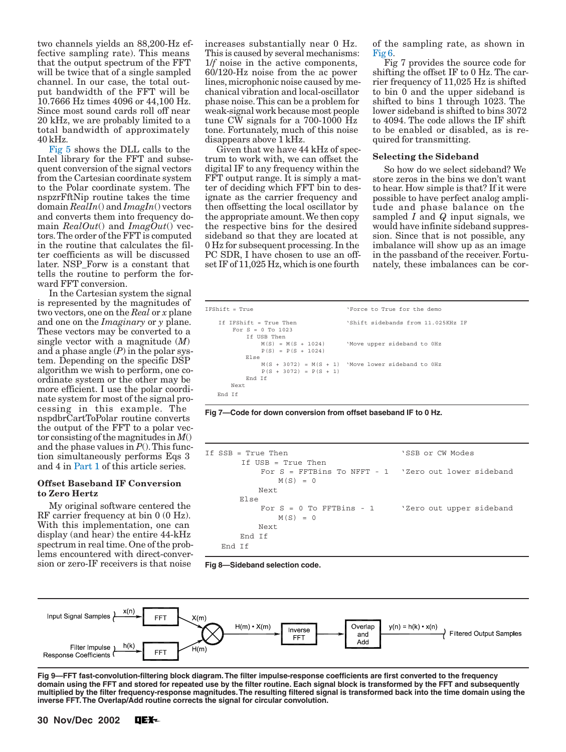two channels yields an 88,200-Hz effective sampling rate). This means that the output spectrum of the FFT will be twice that of a single sampled channel. In our case, the total output bandwidth of the FFT will be 10.7666 Hz times 4096 or 44,100 Hz. Since most sound cards roll off near 20 kHz, we are probably limited to a total bandwidth of approximately 40 kHz.

Fig 5 shows the DLL calls to the Intel library for the FFT and subsequent conversion of the signal vectors from the Cartesian coordinate system to the Polar coordinate system. The nspzrFftNip routine takes the time domain *RealIn*() and *ImagIn*() vectors and converts them into frequency domain *RealOut*() and *ImagOut*() vectors. The order of the FFT is computed in the routine that calculates the filter coefficients as will be discussed later. NSP_Forw is a constant that tells the routine to perform the forward FFT conversion.

In the Cartesian system the signal is represented by the magnitudes of two vectors, one on the *Real* or *x* plane and one on the *Imaginary* or *y* plane. These vectors may be converted to a single vector with a magnitude (*M*) and a phase angle (*P*) in the polar system. Depending on the specific DSP algorithm we wish to perform, one coordinate system or the other may be more efficient. I use the polar coordinate system for most of the signal processing in this example. The nspdbrCartToPolar routine converts the output of the FFT to a polar vector consisting of the magnitudes in *M*() and the phase values in *P*(). This function simultaneously performs Eqs 3 and 4 in Part 1 of this article series.

### Offset Baseband IF Conversion to Zero Hertz

My original software centered the RF carrier frequency at bin 0 (0 Hz). With this implementation, one can display (and hear) the entire 44-kHz spectrum in real time. One of the problems encountered with direct-conversion or zero-IF receivers is that noise increases substantially near 0 Hz. This is caused by several mechanisms: 1/*f* noise in the active components, 60/120-Hz noise from the ac power lines, microphonic noise caused by mechanical vibration and local-oscillator phase noise. This can be a problem for weak-signal work because most people tune CW signals for a 700-1000 Hz tone. Fortunately, much of this noise disappears above 1 kHz.

Given that we have 44 kHz of spectrum to work with, we can offset the digital IF to any frequency within the FFT output range. It is simply a matter of deciding which FFT bin to designate as the carrier frequency and then offsetting the local oscillator by the appropriate amount. We then copy the respective bins for the desired sideband so that they are located at 0 Hz for subsequent processing. In the PC SDR, I have chosen to use an offset IF of 11,025 Hz, which is one fourth of the sampling rate, as shown in Fig 6.

Fig 7 provides the source code for shifting the offset IF to 0 Hz. The carrier frequency of 11,025 Hz is shifted to bin 0 and the upper sideband is shifted to bins 1 through 1023. The lower sideband is shifted to bins 3072 to 4094. The code allows the IF shift to be enabled or disabled, as is required for transmitting.

### Selecting the Sideband

So how do we select sideband? We store zeros in the bins we don't want to hear. How simple is that? If it were possible to have perfect analog amplitude and phase balance on the sampled *I* and *Q* input signals, we would have infinite sideband suppression. Since that is not possible, any imbalance will show up as an image in the passband of the receiver. Fortunately, these imbalances can be cor-

```
IFShift = True                              'Force to True for the demo

    If IFShift = True Then                  'Shift sidebands from 11.025KHz IF
        For S = 0 To 1023
            If USB Then
                M(S) = M(S + 1024)          'Move upper sideband to 0Hz
                P(S) = P(S + 1024)
            Else
                M(S + 3072) = M(S + 1)      'Move lower sideband to 0Hz
                P(S + 3072) = P(S + 1)
            End If
        Next
    End If
```

**Fig 7—Code for down conversion from offset baseband IF to 0 Hz.**

```
If SSB = True Then                          'SSB or CW Modes
        If USB = True Then
            For S = FFTBins To NFFT - 1     'Zero out lower sideband
                M(S) = 0
            Next
        Else
            For S = 0 To FFTBins - 1        'Zero out upper sideband
                M(S) = 0
            Next
        End If
    End If
```

**Fig 8—Sideband selection code.**

Input Signal Samples → x(n) → FFT → X(m); Filter Impulse Response Coefficients → h(k) → FFT → H(m); X(m) × H(m) → H(m) • X(m) → Inverse FFT → Overlap and Add → y(n) = h(k) • x(n) → Filtered Output Samples

**Fig 9—FFT fast-convolution-filtering block diagram. The filter impulse-response coefficients are first converted to the frequency domain using the FFT and stored for repeated use by the filter routine. Each signal block is transformed by the FFT and subsequently multiplied by the filter frequency-response magnitudes. The resulting filtered signal is transformed back into the time domain using the inverse FFT. The Overlap/Add routine corrects the signal for circular convolution.**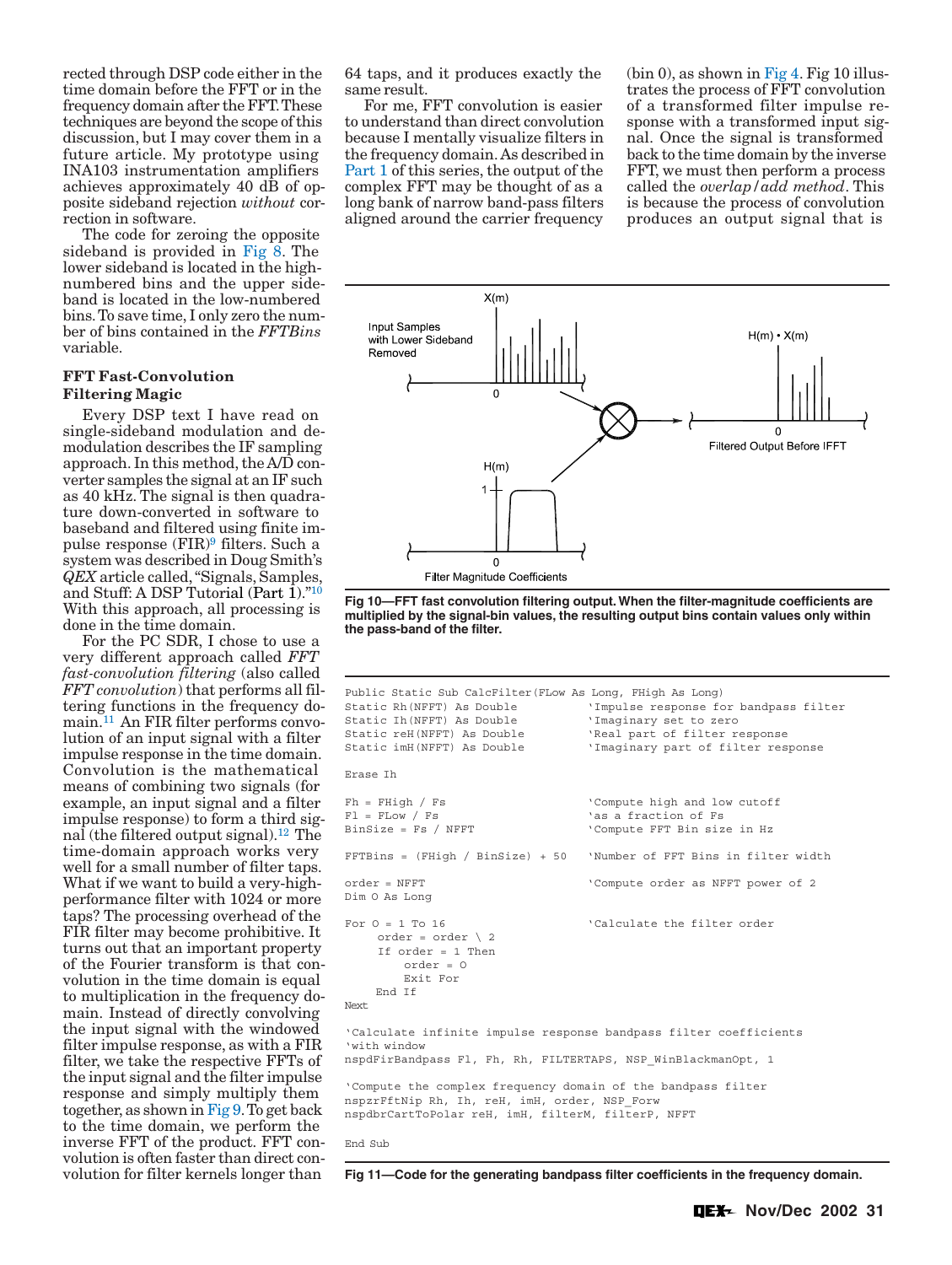rected through DSP code either in the time domain before the FFT or in the frequency domain after the FFT. These techniques are beyond the scope of this discussion, but I may cover them in a future article. My prototype using INA103 instrumentation amplifiers achieves approximately 40 dB of opposite sideband rejection *without* correction in software.

The code for zeroing the opposite sideband is provided in Fig 8. The lower sideband is located in the high-numbered bins and the upper sideband is located in the low-numbered bins. To save time, I only zero the number of bins contained in the *FFTBins* variable.

### FFT Fast-Convolution Filtering Magic

Every DSP text I have read on single-sideband modulation and demodulation describes the IF sampling approach. In this method, the A/D converter samples the signal at an IF such as 40 kHz. The signal is then quadrature down-converted in software to baseband and filtered using finite impulse response (FIR)[9] filters. Such a system was described in Doug Smith's *QEX* article called, "Signals, Samples, and Stuff: A DSP Tutorial (Part 1)."[10] With this approach, all processing is done in the time domain.

For the PC SDR, I chose to use a very different approach called *FFT fast-convolution filtering* (also called *FFT convolution*) that performs all filtering functions in the frequency domain.[11] An FIR filter performs convolution of an input signal with a filter impulse response in the time domain. Convolution is the mathematical means of combining two signals (for example, an input signal and a filter impulse response) to form a third signal (the filtered output signal).[12] The time-domain approach works very well for a small number of filter taps. What if we want to build a very-high-performance filter with 1024 or more taps? The processing overhead of the FIR filter may become prohibitive. It turns out that an important property of the Fourier transform is that convolution in the time domain is equal to multiplication in the frequency domain. Instead of directly convolving the input signal with the windowed filter impulse response, as with a FIR filter, we take the respective FFTs of the input signal and the filter impulse response and simply multiply them together, as shown in Fig 9. To get back to the time domain, we perform the inverse FFT of the product. FFT convolution is often faster than direct convolution for filter kernels longer than 64 taps, and it produces exactly the same result.

For me, FFT convolution is easier to understand than direct convolution because I mentally visualize filters in the frequency domain. As described in Part 1 of this series, the output of the complex FFT may be thought of as a long bank of narrow band-pass filters aligned around the carrier frequency (bin 0), as shown in Fig 4. Fig 10 illustrates the process of FFT convolution of a transformed filter impulse response with a transformed input signal. Once the signal is transformed back to the time domain by the inverse FFT, we must then perform a process called the *overlap/add method*. This is because the process of convolution produces an output signal that is

Fig 10—FFT fast convolution filtering output. When the filter-magnitude coefficients are multiplied by the signal-bin values, the resulting output bins contain values only within the pass-band of the filter.

```
Public Static Sub CalcFilter(FLow As Long, FHigh As Long)
Static Rh(NFFT) As Double           'Impulse response for bandpass filter
Static Ih(NFFT) As Double           'Imaginary set to zero
Static reH(NFFT) As Double          'Real part of filter response
Static imH(NFFT) As Double          'Imaginary part of filter response

Erase Ih

Fh = FHigh / Fs                     'Compute high and low cutoff
Fl = FLow / Fs                      'as a fraction of Fs
BinSize = Fs / NFFT                 'Compute FFT Bin size in Hz

FFTBins = (FHigh / BinSize) + 50    'Number of FFT Bins in filter width

order = NFFT                        'Compute order as NFFT power of 2
Dim O As Long

For O = 1 To 16                     'Calculate the filter order
     order = order \ 2
     If order = 1 Then
         order = O
         Exit For
     End If
Next

'Calculate infinite impulse response bandpass filter coefficients
'with window
nspdFirBandpass Fl, Fh, Rh, FILTERTAPS, NSP_WinBlackmanOpt, 1

'Compute the complex frequency domain of the bandpass filter
nspzrFftNip Rh, Ih, reH, imH, order, NSP_Forw
nspdbrCartToPolar reH, imH, filterM, filterP, NFFT

End Sub
```

Fig 11—Code for the generating bandpass filter coefficients in the frequency domain.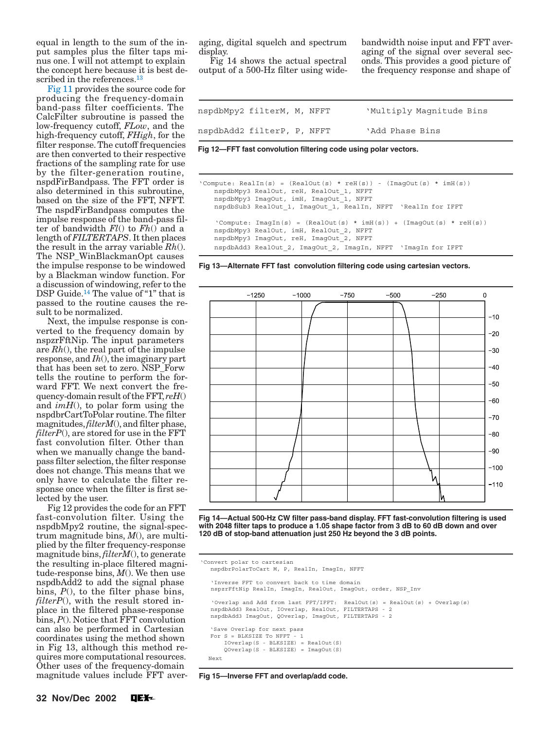equal in length to the sum of the input samples plus the filter taps minus one. I will not attempt to explain the concept here because it is best described in the references.[13]

Fig 11 provides the source code for producing the frequency-domain band-pass filter coefficients. The CalcFilter subroutine is passed the low-frequency cutoff, *FLow*, and the high-frequency cutoff, *FHigh*, for the filter response. The cutoff frequencies are then converted to their respective fractions of the sampling rate for use by the filter-generation routine, nspdFirBandpass. The FFT order is also determined in this subroutine, based on the size of the FFT, NFFT. The nspdFirBandpass computes the impulse response of the band-pass filter of bandwidth *Fl*() to *Fh*() and a length of *FILTERTAPS*. It then places the result in the array variable *Rh*(). The NSP_WinBlackmanOpt causes the impulse response to be windowed by a Blackman window function. For a discussion of windowing, refer to the DSP Guide.[14] The value of "1" that is passed to the routine causes the result to be normalized.

Next, the impulse response is converted to the frequency domain by nspzrFftNip. The input parameters are *Rh*(), the real part of the impulse response, and *Ih*(), the imaginary part that has been set to zero. NSP_Forw tells the routine to perform the forward FFT. We next convert the frequency-domain result of the FFT, *reH*() and *imH*(), to polar form using the nspdbrCartToPolar routine. The filter magnitudes, *filterM*(), and filter phase, *filterP*(), are stored for use in the FFT fast convolution filter. Other than when we manually change the band-pass filter selection, the filter response does not change. This means that we only have to calculate the filter response once when the filter is first selected by the user.

Fig 12 provides the code for an FFT fast-convolution filter. Using the nspdbMpy2 routine, the signal-spectrum magnitude bins, *M*(), are multiplied by the filter frequency-response magnitude bins, *filterM*(), to generate the resulting in-place filtered magnitude-response bins, *M*(). We then use nspdbAdd2 to add the signal phase bins, *P*(), to the filter phase bins, *filterP*(), with the result stored in-place in the filtered phase-response bins, *P*(). Notice that FFT convolution can also be performed in Cartesian coordinates using the method shown in Fig 13, although this method requires more computational resources. Other uses of the frequency-domain magnitude values include FFT averaging, digital squelch and spectrum display.

Fig 14 shows the actual spectral output of a 500-Hz filter using wide-bandwidth noise input and FFT averaging of the signal over several seconds. This provides a good picture of the frequency response and shape of

```
nspdbMpy2 filterM, M, NFFT        'Multiply Magnitude Bins

nspdbAdd2 filterP, P, NFFT        'Add Phase Bins
```

**Fig 12—FFT fast convolution filtering code using polar vectors.**

```
'Compute: RealIn(s) = (RealOut(s) * reH(s)) - (ImagOut(s) * imH(s))
    nspdbMpy3 RealOut, reH, RealOut_1, NFFT
    nspdbMpy3 ImagOut, imH, ImagOut_1, NFFT
    nspdbSub3 RealOut_1, ImagOut_1, RealIn, NFFT  'RealIn for IFFT

    'Compute: ImagIn(s) = (RealOut(s) * imH(s)) + (ImagOut(s) * reH(s))
    nspdbMpy3 RealOut, imH, RealOut_2, NFFT
    nspdbMpy3 ImagOut, reH, ImagOut_2, NFFT
    nspdbAdd3 RealOut_2, ImagOut_2, ImagIn, NFFT  'ImagIn for IFFT
```

**Fig 13—Alternate FFT fast convolution filtering code using cartesian vectors.**

**Fig 14—Actual 500-Hz CW filter pass-band display. FFT fast-convolution filtering is used with 2048 filter taps to produce a 1.05 shape factor from 3 dB to 60 dB down and over 120 dB of stop-band attenuation just 250 Hz beyond the 3 dB points.**

```
'Convert polar to cartesian
   nspdbrPolarToCart M, P, RealIn, ImagIn, NFFT

   'Inverse FFT to convert back to time domain
   nspzrFftNip RealIn, ImagIn, RealOut, ImagOut, order, NSP_Inv

   'Overlap and Add from last FFT/IFFT:  RealOut(s) = RealOut(s) + Overlap(s)
   nspdbAdd3 RealOut, IOverlap, RealOut, FILTERTAPS - 2
   nspdbAdd3 ImagOut, QOverlap, ImagOut, FILTERTAPS - 2

   'Save Overlap for next pass
   For S = BLKSIZE To NFFT - 1
       IOverlap(S - BLKSIZE) = RealOut(S)
       QOverlap(S - BLKSIZE) = ImagOut(S)
  Next
```

**Fig 15—Inverse FFT and overlap/add code.**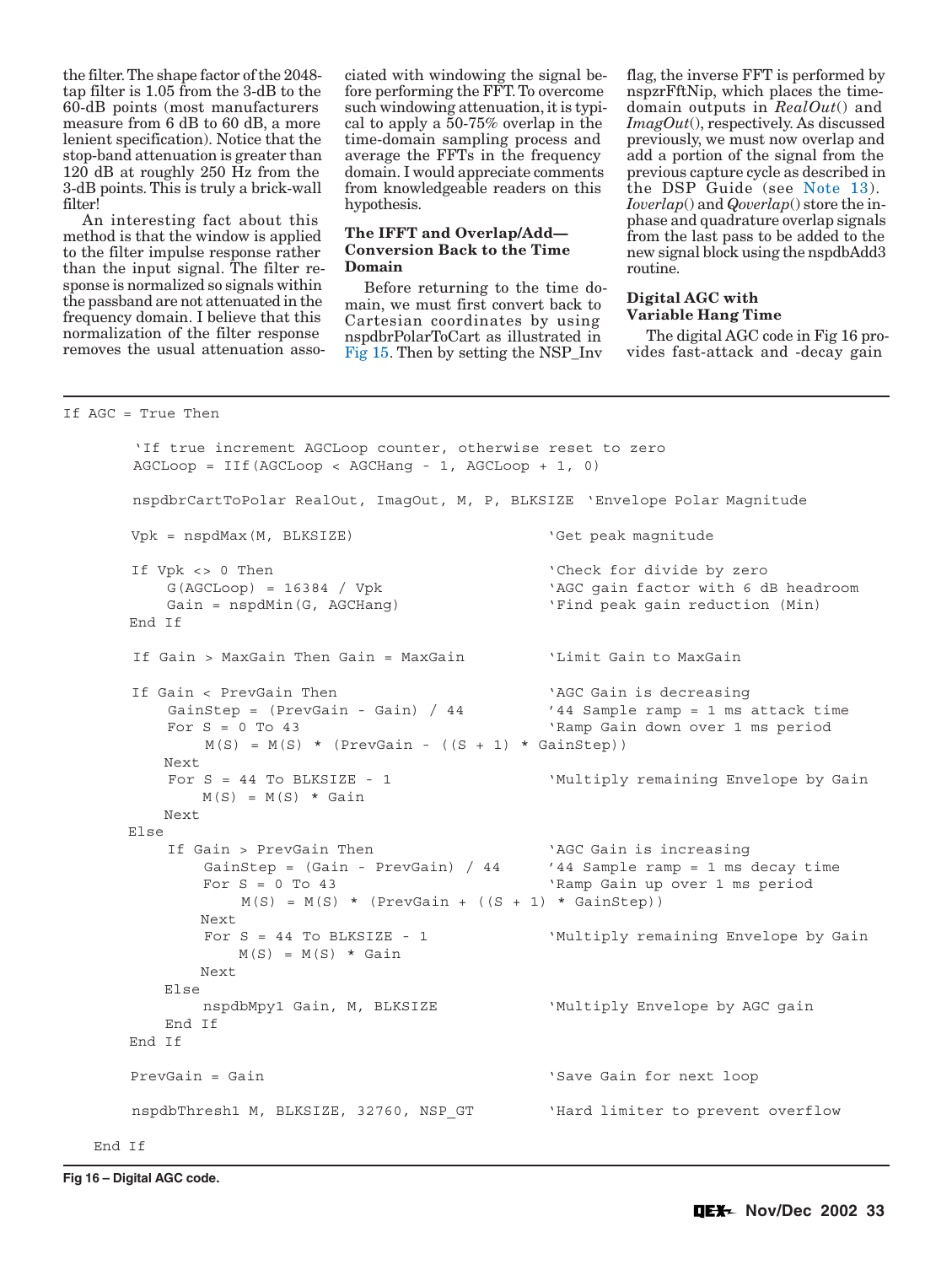the filter. The shape factor of the 2048-tap filter is 1.05 from the 3-dB to the 60-dB points (most manufacturers measure from 6 dB to 60 dB, a more lenient specification). Notice that the stop-band attenuation is greater than 120 dB at roughly 250 Hz from the 3-dB points. This is truly a brick-wall filter!

An interesting fact about this method is that the window is applied to the filter impulse response rather than the input signal. The filter response is normalized so signals within the passband are not attenuated in the frequency domain. I believe that this normalization of the filter response removes the usual attenuation associated with windowing the signal before performing the FFT. To overcome such windowing attenuation, it is typical to apply a 50-75% overlap in the time-domain sampling process and average the FFTs in the frequency domain. I would appreciate comments from knowledgeable readers on this hypothesis.

### The IFFT and Overlap/Add—Conversion Back to the Time Domain

Before returning to the time domain, we must first convert back to Cartesian coordinates by using nspdbrPolarToCart as illustrated in Fig 15. Then by setting the NSP_Inv flag, the inverse FFT is performed by nspzrFftNip, which places the time-domain outputs in *RealOut*() and *ImagOut*(), respectively. As discussed previously, we must now overlap and add a portion of the signal from the previous capture cycle as described in the DSP Guide (see Note 13). *Ioverlap*() and *Qoverlap*() store the in-phase and quadrature overlap signals from the last pass to be added to the new signal block using the nspdbAdd3 routine.

### Digital AGC with Variable Hang Time

The digital AGC code in Fig 16 provides fast-attack and -decay gain

```
If AGC = True Then

    'If true increment AGCLoop counter, otherwise reset to zero
    AGCLoop = IIf(AGCLoop < AGCHang - 1, AGCLoop + 1, 0)

    nspdbrCartToPolar RealOut, ImagOut, M, P, BLKSIZE  'Envelope Polar Magnitude

    Vpk = nspdMax(M, BLKSIZE)                      'Get peak magnitude

    If Vpk <> 0 Then                               'Check for divide by zero
        G(AGCLoop) = 16384 / Vpk                   'AGC gain factor with 6 dB headroom
        Gain = nspdMin(G, AGCHang)                 'Find peak gain reduction (Min)
    End If

    If Gain > MaxGain Then Gain = MaxGain          'Limit Gain to MaxGain

    If Gain < PrevGain Then                        'AGC Gain is decreasing
        GainStep = (PrevGain - Gain) / 44          '44 Sample ramp = 1 ms attack time
        For S = 0 To 43                            'Ramp Gain down over 1 ms period
            M(S) = M(S) * (PrevGain - ((S + 1) * GainStep))
        Next
        For S = 44 To BLKSIZE - 1                  'Multiply remaining Envelope by Gain
            M(S) = M(S) * Gain
        Next
    Else
        If Gain > PrevGain Then                    'AGC Gain is increasing
            GainStep = (Gain - PrevGain) / 44      '44 Sample ramp = 1 ms decay time
            For S = 0 To 43                        'Ramp Gain up over 1 ms period
                M(S) = M(S) * (PrevGain + ((S + 1) * GainStep))
            Next
            For S = 44 To BLKSIZE - 1              'Multiply remaining Envelope by Gain
                M(S) = M(S) * Gain
            Next
        Else
            nspdbMpy1 Gain, M, BLKSIZE             'Multiply Envelope by AGC gain
        End If
    End If

    PrevGain = Gain                                'Save Gain for next loop

    nspdbThresh1 M, BLKSIZE, 32760, NSP_GT         'Hard limiter to prevent overflow

End If
```

**Fig 16 – Digital AGC code.**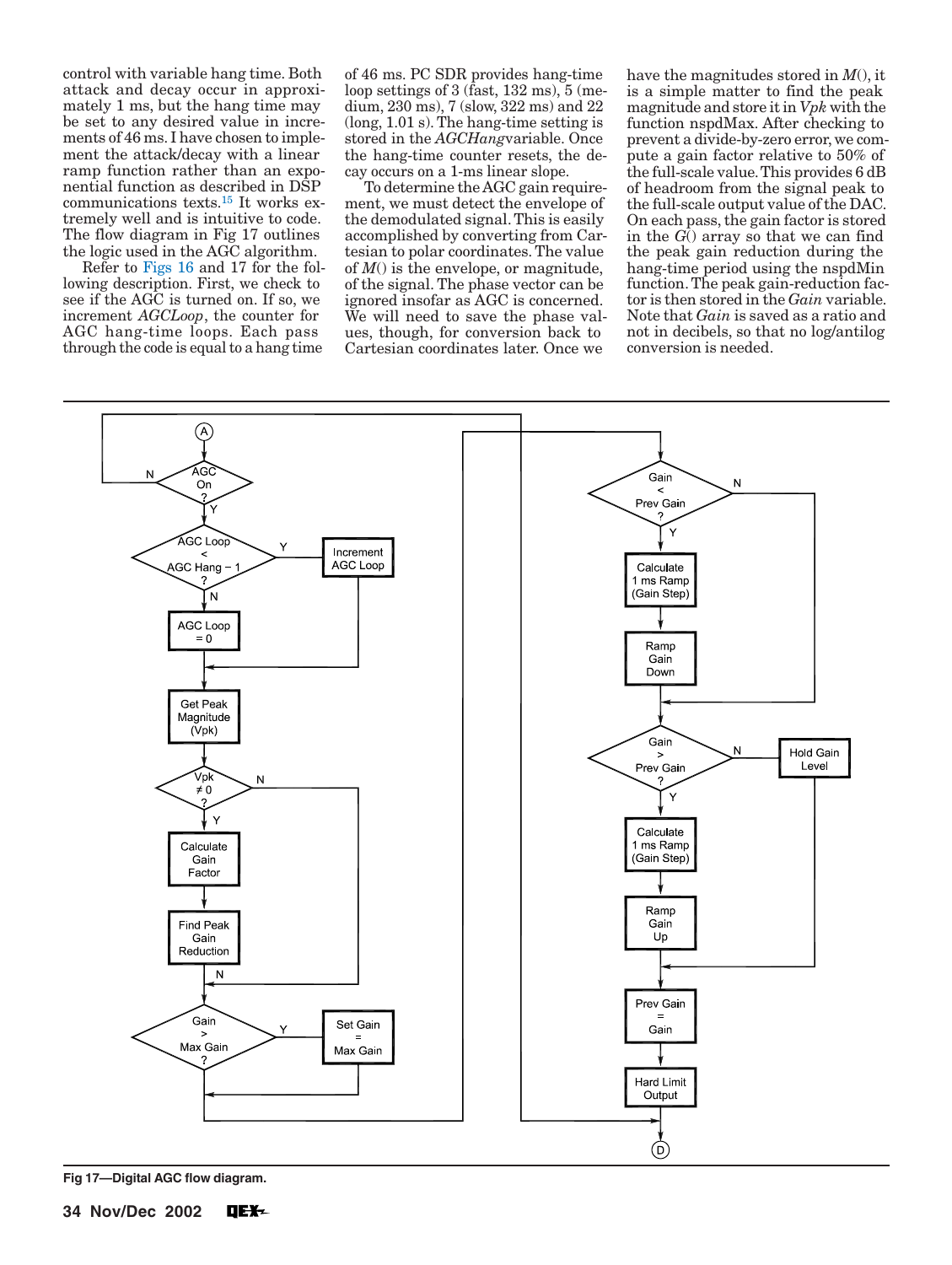control with variable hang time. Both attack and decay occur in approximately 1 ms, but the hang time may be set to any desired value in increments of 46 ms. I have chosen to implement the attack/decay with a linear ramp function rather than an exponential function as described in DSP communications texts.[15] It works extremely well and is intuitive to code. The flow diagram in Fig 17 outlines the logic used in the AGC algorithm.

Refer to Figs 16 and 17 for the following description. First, we check to see if the AGC is turned on. If so, we increment *AGCLoop*, the counter for AGC hang-time loops. Each pass through the code is equal to a hang time of 46 ms. PC SDR provides hang-time loop settings of 3 (fast, 132 ms), 5 (medium, 230 ms), 7 (slow, 322 ms) and 22 (long, 1.01 s). The hang-time setting is stored in the *AGCHang* variable. Once the hang-time counter resets, the decay occurs on a 1-ms linear slope.

To determine the AGC gain requirement, we must detect the envelope of the demodulated signal. This is easily accomplished by converting from Cartesian to polar coordinates. The value of *M*() is the envelope, or magnitude, of the signal. The phase vector can be ignored insofar as AGC is concerned. We will need to save the phase values, though, for conversion back to Cartesian coordinates later. Once we have the magnitudes stored in *M*(), it is a simple matter to find the peak magnitude and store it in *Vpk* with the function nspdMax. After checking to prevent a divide-by-zero error, we compute a gain factor relative to 50% of the full-scale value. This provides 6 dB of headroom from the signal peak to the full-scale output value of the DAC. On each pass, the gain factor is stored in the *G*() array so that we can find the peak gain reduction during the hang-time period using the nspdMin function. The peak gain-reduction factor is then stored in the *Gain* variable. Note that *Gain* is saved as a ratio and not in decibels, so that no log/antilog conversion is needed.

Fig 17—Digital AGC flow diagram.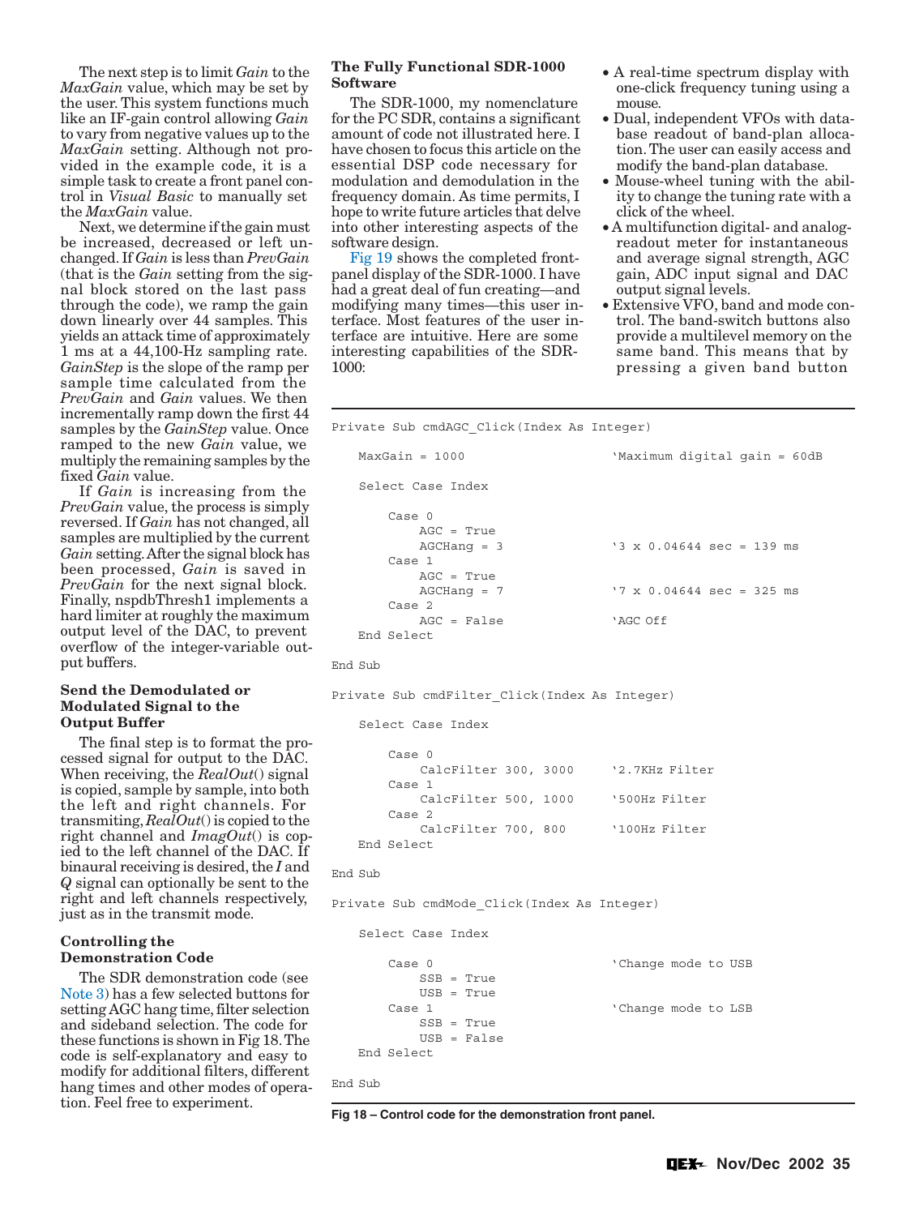The next step is to limit *Gain* to the *MaxGain* value, which may be set by the user. This system functions much like an IF-gain control allowing *Gain* to vary from negative values up to the *MaxGain* setting. Although not provided in the example code, it is a simple task to create a front panel control in *Visual Basic* to manually set the *MaxGain* value.

Next, we determine if the gain must be increased, decreased or left unchanged. If *Gain* is less than *PrevGain* (that is the *Gain* setting from the signal block stored on the last pass through the code), we ramp the gain down linearly over 44 samples. This yields an attack time of approximately 1 ms at a 44,100-Hz sampling rate. *GainStep* is the slope of the ramp per sample time calculated from the *PrevGain* and *Gain* values. We then incrementally ramp down the first 44 samples by the *GainStep* value. Once ramped to the new *Gain* value, we multiply the remaining samples by the fixed *Gain* value.

If *Gain* is increasing from the *PrevGain* value, the process is simply reversed. If *Gain* has not changed, all samples are multiplied by the current *Gain* setting. After the signal block has been processed, *Gain* is saved in *PrevGain* for the next signal block. Finally, nspdbThresh1 implements a hard limiter at roughly the maximum output level of the DAC, to prevent overflow of the integer-variable output buffers.

### Send the Demodulated or Modulated Signal to the Output Buffer

The final step is to format the processed signal for output to the DAC. When receiving, the *RealOut*() signal is copied, sample by sample, into both the left and right channels. For transmitting, *RealOut*() is copied to the right channel and *ImagOut*() is copied to the left channel of the DAC. If binaural receiving is desired, the *I* and *Q* signal can optionally be sent to the right and left channels respectively, just as in the transmit mode.

### Controlling the Demonstration Code

The SDR demonstration code (see Note 3) has a few selected buttons for setting AGC hang time, filter selection and sideband selection. The code for these functions is shown in Fig 18. The code is self-explanatory and easy to modify for additional filters, different hang times and other modes of operation. Feel free to experiment.

### The Fully Functional SDR-1000 Software

The SDR-1000, my nomenclature for the PC SDR, contains a significant amount of code not illustrated here. I have chosen to focus this article on the essential DSP code necessary for modulation and demodulation in the frequency domain. As time permits, I hope to write future articles that delve into other interesting aspects of the software design.

Fig 19 shows the completed front-panel display of the SDR-1000. I have had a great deal of fun creating—and modifying many times—this user interface. Most features of the user interface are intuitive. Here are some interesting capabilities of the SDR-1000:

- A real-time spectrum display with one-click frequency tuning using a mouse.
- Dual, independent VFOs with database readout of band-plan allocation. The user can easily access and modify the band-plan database.
- Mouse-wheel tuning with the ability to change the tuning rate with a click of the wheel.
- A multifunction digital- and analog-readout meter for instantaneous and average signal strength, AGC gain, ADC input signal and DAC output signal levels.
- Extensive VFO, band and mode control. The band-switch buttons also provide a multilevel memory on the same band. This means that by pressing a given band button

```
Private Sub cmdAGC_Click(Index As Integer)

    MaxGain = 1000                          'Maximum digital gain = 60dB

    Select Case Index

        Case 0
            AGC = True
            AGCHang = 3                     '3 x 0.04644 sec = 139 ms
        Case 1
            AGC = True
            AGCHang = 7                     '7 x 0.04644 sec = 325 ms
        Case 2
            AGC = False                     'AGC Off
    End Select

End Sub

Private Sub cmdFilter_Click(Index As Integer)

    Select Case Index

        Case 0
            CalcFilter 300, 3000        '2.7KHz Filter
        Case 1
            CalcFilter 500, 1000        '500Hz Filter
        Case 2
            CalcFilter 700, 800         '100Hz Filter
    End Select

End Sub

Private Sub cmdMode_Click(Index As Integer)

    Select Case Index

        Case 0                              'Change mode to USB
            SSB = True
            USB = True
        Case 1                              'Change mode to LSB
            SSB = True
            USB = False
    End Select

End Sub
```

**Fig 18 – Control code for the demonstration front panel.**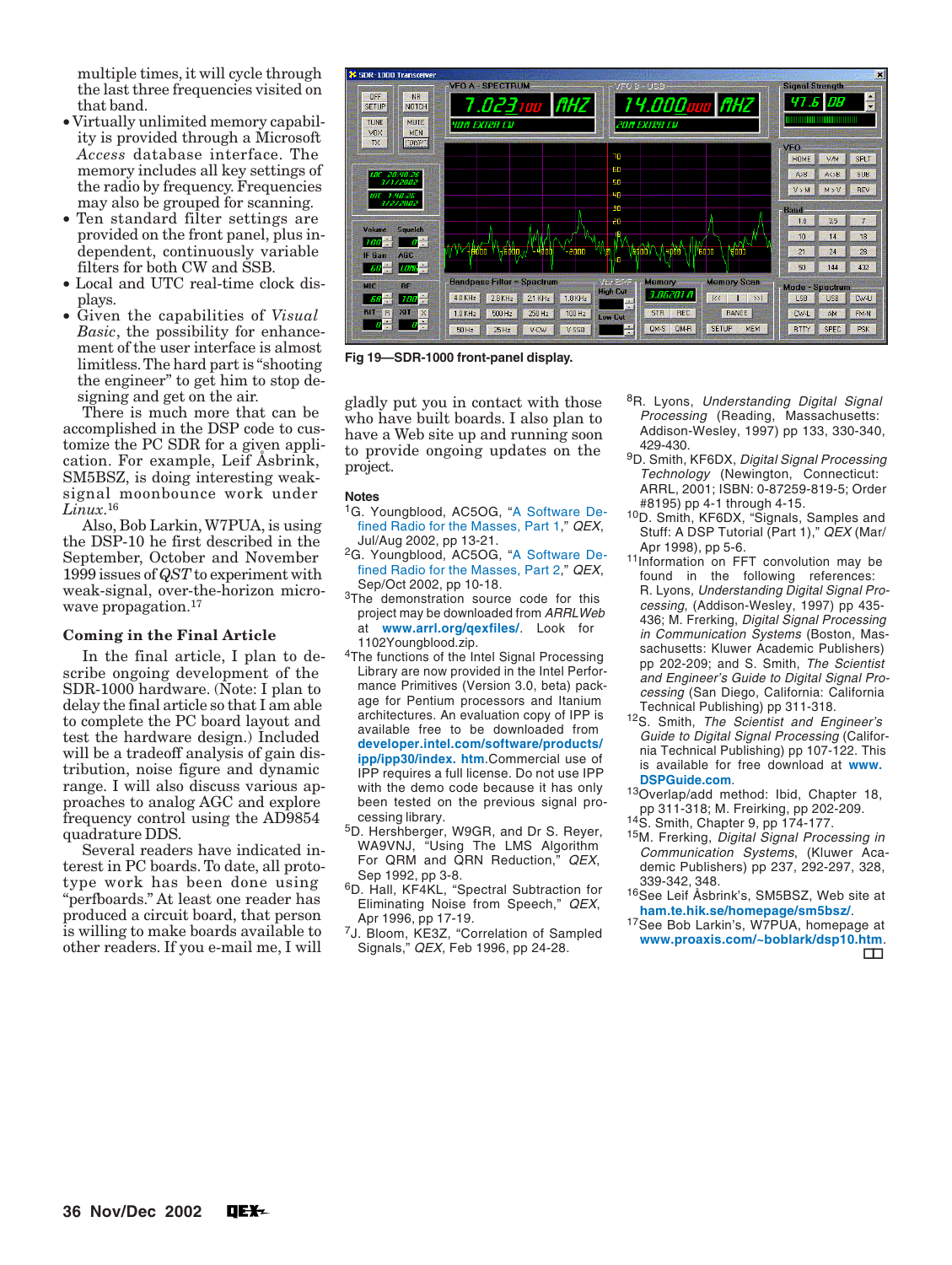multiple times, it will cycle through the last three frequencies visited on that band.

- Virtually unlimited memory capability is provided through a Microsoft *Access* database interface. The memory includes all key settings of the radio by frequency. Frequencies may also be grouped for scanning.
- Ten standard filter settings are provided on the front panel, plus independent, continuously variable filters for both CW and SSB.
- Local and UTC real-time clock displays.
- Given the capabilities of *Visual Basic*, the possibility for enhancement of the user interface is almost limitless. The hard part is "shooting the engineer" to get him to stop designing and get on the air.

There is much more that can be accomplished in the DSP code to customize the PC SDR for a given application. For example, Leif Åsbrink, SM5BSZ, is doing interesting weak-signal moonbounce work under *Linux*.[16]

Also, Bob Larkin, W7PUA, is using the DSP-10 he first described in the September, October and November 1999 issues of *QST* to experiment with weak-signal, over-the-horizon microwave propagation.[17]

Fig 19—SDR-1000 front-panel display.

### Coming in the Final Article

In the final article, I plan to describe ongoing development of the SDR-1000 hardware. (Note: I plan to delay the final article so that I am able to complete the PC board layout and test the hardware design.) Included will be a tradeoff analysis of gain distribution, noise figure and dynamic range. I will also discuss various approaches to analog AGC and explore frequency control using the AD9854 quadrature DDS.

Several readers have indicated interest in PC boards. To date, all prototype work has been done using "perfboards." At least one reader has produced a circuit board, that person is willing to make boards available to other readers. If you e-mail me, I will gladly put you in contact with those who have built boards. I also plan to have a Web site up and running soon to provide ongoing updates on the project.

### Notes

[1] G. Youngblood, AC5OG, "A Software Defined Radio for the Masses, Part 1," *QEX*, Jul/Aug 2002, pp 13-21.

[2] G. Youngblood, AC5OG, "A Software Defined Radio for the Masses, Part 2," *QEX*, Sep/Oct 2002, pp 10-18.

[3] The demonstration source code for this project may be downloaded from *ARRLWeb* at **www.arrl.org/qexfiles/**. Look for 1102Youngblood.zip.

[4] The functions of the Intel Signal Processing Library are now provided in the Intel Performance Primitives (Version 3.0, beta) package for Pentium processors and Itanium architectures. An evaluation copy of IPP is available free to be downloaded from **developer.intel.com/software/products/ipp/ipp30/index.htm**. Commercial use of IPP requires a full license. Do not use IPP with the demo code because it has only been tested on the previous signal processing library.

[5] D. Hershberger, W9GR, and Dr S. Reyer, WA9VNJ, "Using The LMS Algorithm For QRM and QRN Reduction," *QEX*, Sep 1992, pp 3-8.

[6] D. Hall, KF4KL, "Spectral Subtraction for Eliminating Noise from Speech," *QEX*, Apr 1996, pp 17-19.

[7] J. Bloom, KE3Z, "Correlation of Sampled Signals," *QEX*, Feb 1996, pp 24-28.

[8] R. Lyons, *Understanding Digital Signal Processing* (Reading, Massachusetts: Addison-Wesley, 1997) pp 133, 330-340, 429-430.

[9] D. Smith, KF6DX, *Digital Signal Processing Technology* (Newington, Connecticut: ARRL, 2001; ISBN: 0-87259-819-5; Order #8195) pp 4-1 through 4-15.

[10] D. Smith, KF6DX, "Signals, Samples and Stuff: A DSP Tutorial (Part 1)," *QEX* (Mar/Apr 1998), pp 5-6.

[11] Information on FFT convolution may be found in the following references: R. Lyons, *Understanding Digital Signal Processing*, (Addison-Wesley, 1997) pp 435-436; M. Frerking, *Digital Signal Processing in Communication Systems* (Boston, Massachusetts: Kluwer Academic Publishers) pp 202-209; and S. Smith, *The Scientist and Engineer's Guide to Digital Signal Processing* (San Diego, California: California Technical Publishing) pp 311-318.

[12] S. Smith, *The Scientist and Engineer's Guide to Digital Signal Processing* (California Technical Publishing) pp 107-122. This is available for free download at **www.DSPGuide.com**.

[13] Overlap/add method: Ibid, Chapter 18, pp 311-318; M. Frerking, pp 202-209.

[14] S. Smith, Chapter 9, pp 174-177.

[15] M. Frerking, *Digital Signal Processing in Communication Systems*, (Kluwer Academic Publishers) pp 237, 292-297, 328, 339-342, 348.

[16] See Leif Åsbrink's, SM5BSZ, Web site at **ham.te.hik.se/homepage/sm5bsz/**.

[17] See Bob Larkin's, W7PUA, homepage at **www.proaxis.com/~boblark/dsp10.htm**.